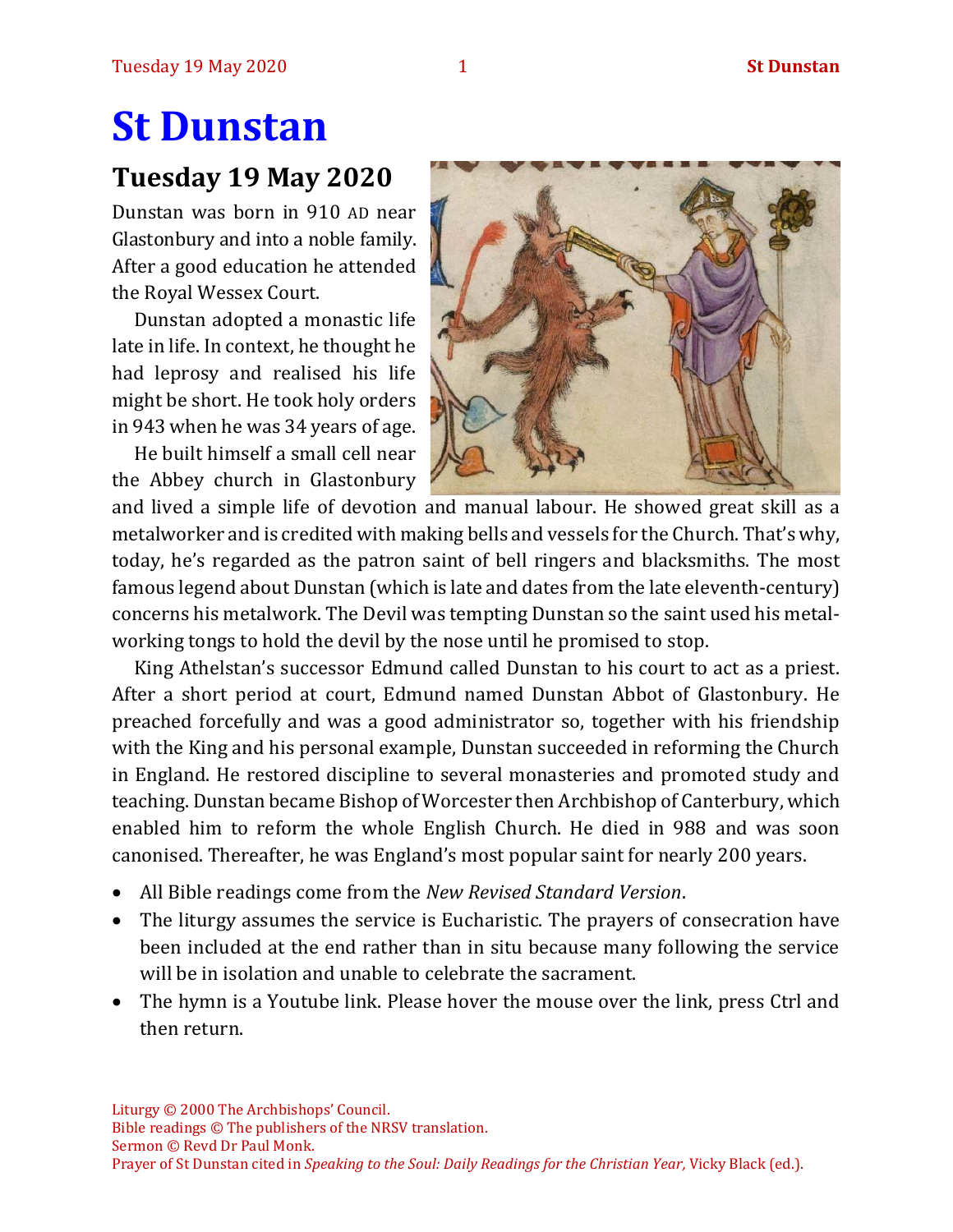# St Dunstan

## Tuesday 19 May 2020

Dunstan was born in 910 AD near Glastonbury and into a noble family. After a good education he attended the Royal Wessex Court.

Dunstan adopted a monastic life late in life. In context, he thought he had leprosy and realised his life might be short. He took holy orders in 943 when he was 34 years of age.

He built himself a small cell near the Abbey church in Glastonbury and lived a simple life of devotion and manual labour. He showed great skill as a metalworker and is credited with making bells and vessels for the Church. That's why, today, he's regarded as the patron saint of bell ringers and blacksmiths. The most famous legend about Dunstan (which is late and dates from the late eleventh-century) concerns his metalwork. The Devil was tempting Dunstan so the saint used his metal-working tongs to hold the devil by the nose until he promised to stop.

King Athelstan's successor Edmund called Dunstan to his court to act as a priest. After a short period at court, Edmund named Dunstan Abbot of Glastonbury. He preached forcefully and was a good administrator so, together with his friendship with the King and his personal example, Dunstan succeeded in reforming the Church in England. He restored discipline to several monasteries and promoted study and teaching. Dunstan became Bishop of Worcester then Archbishop of Canterbury, which enabled him to reform the whole English Church. He died in 988 and was soon canonised. Thereafter, he was England's most popular saint for nearly 200 years.

- All Bible readings come from the *New Revised Standard Version*.
- The liturgy assumes the service is Eucharistic. The prayers of consecration have been included at the end rather than in situ because many following the service will be in isolation and unable to celebrate the sacrament.
- The hymn is a Youtube link. Please hover the mouse over the link, press Ctrl and then return.

Liturgy © 2000 The Archbishops' Council.
Bible readings © The publishers of the NRSV translation.
Sermon © Revd Dr Paul Monk.
Prayer of St Dunstan cited in *Speaking to the Soul: Daily Readings for the Christian Year,* Vicky Black (ed.).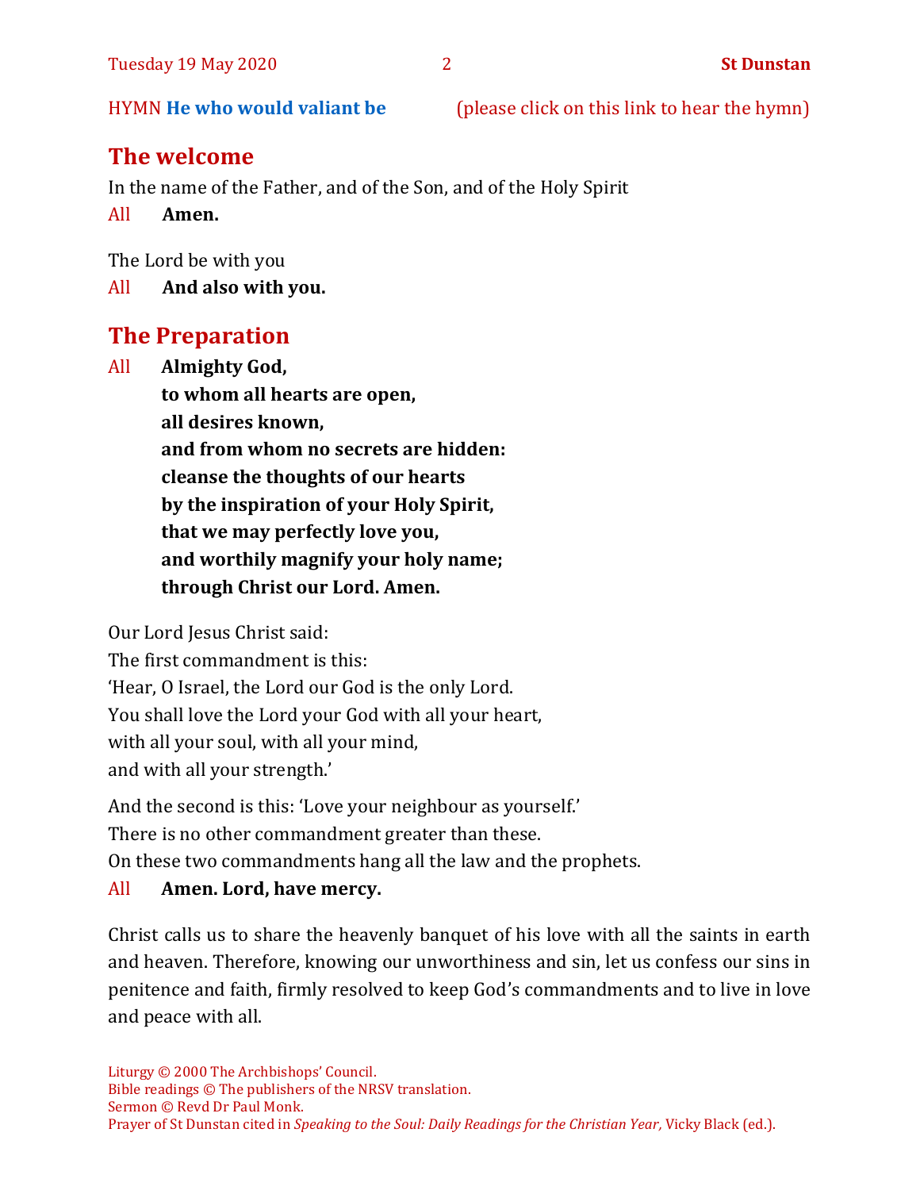HYMN **He who would valiant be** (please click on this link to hear the hymn)

## The welcome

In the name of the Father, and of the Son, and of the Holy Spirit

All **Amen.**

The Lord be with you

All **And also with you.**

## The Preparation

All **Almighty God,**
**to whom all hearts are open,**
**all desires known,**
**and from whom no secrets are hidden:**
**cleanse the thoughts of our hearts**
**by the inspiration of your Holy Spirit,**
**that we may perfectly love you,**
**and worthily magnify your holy name;**
**through Christ our Lord. Amen.**

Our Lord Jesus Christ said:
The first commandment is this:
'Hear, O Israel, the Lord our God is the only Lord.
You shall love the Lord your God with all your heart,
with all your soul, with all your mind,
and with all your strength.'

And the second is this: 'Love your neighbour as yourself.'
There is no other commandment greater than these.
On these two commandments hang all the law and the prophets.

All **Amen. Lord, have mercy.**

Christ calls us to share the heavenly banquet of his love with all the saints in earth and heaven. Therefore, knowing our unworthiness and sin, let us confess our sins in penitence and faith, firmly resolved to keep God's commandments and to live in love and peace with all.

Liturgy © 2000 The Archbishops' Council.
Bible readings © The publishers of the NRSV translation.
Sermon © Revd Dr Paul Monk.
Prayer of St Dunstan cited in *Speaking to the Soul: Daily Readings for the Christian Year,* Vicky Black (ed.).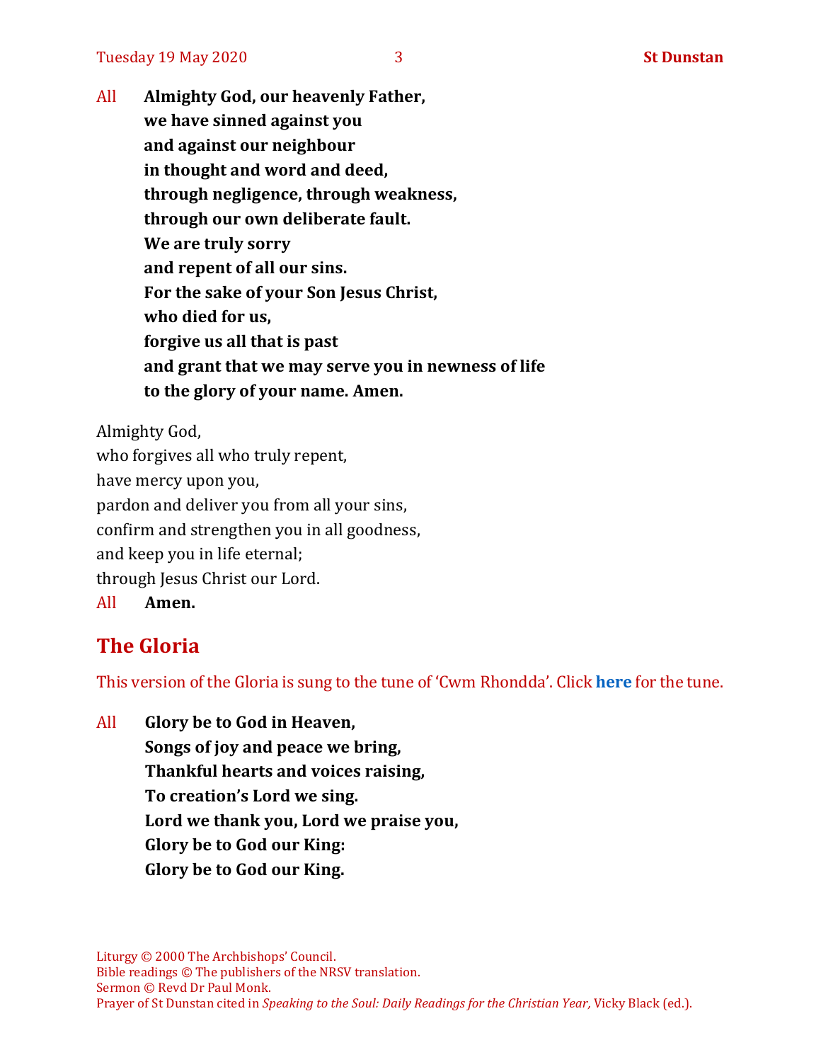All **Almighty God, our heavenly Father,**
**we have sinned against you**
**and against our neighbour**
**in thought and word and deed,**
**through negligence, through weakness,**
**through our own deliberate fault.**
**We are truly sorry**
**and repent of all our sins.**
**For the sake of your Son Jesus Christ,**
**who died for us,**
**forgive us all that is past**
**and grant that we may serve you in newness of life**
**to the glory of your name. Amen.**

Almighty God,
who forgives all who truly repent,
have mercy upon you,
pardon and deliver you from all your sins,
confirm and strengthen you in all goodness,
and keep you in life eternal;
through Jesus Christ our Lord.
All **Amen.**

## The Gloria

This version of the Gloria is sung to the tune of 'Cwm Rhondda'. Click **here** for the tune.

All **Glory be to God in Heaven,**
**Songs of joy and peace we bring,**
**Thankful hearts and voices raising,**
**To creation's Lord we sing.**
**Lord we thank you, Lord we praise you,**
**Glory be to God our King:**
**Glory be to God our King.**

Liturgy © 2000 The Archbishops' Council.
Bible readings © The publishers of the NRSV translation.
Sermon © Revd Dr Paul Monk.
Prayer of St Dunstan cited in *Speaking to the Soul: Daily Readings for the Christian Year,* Vicky Black (ed.).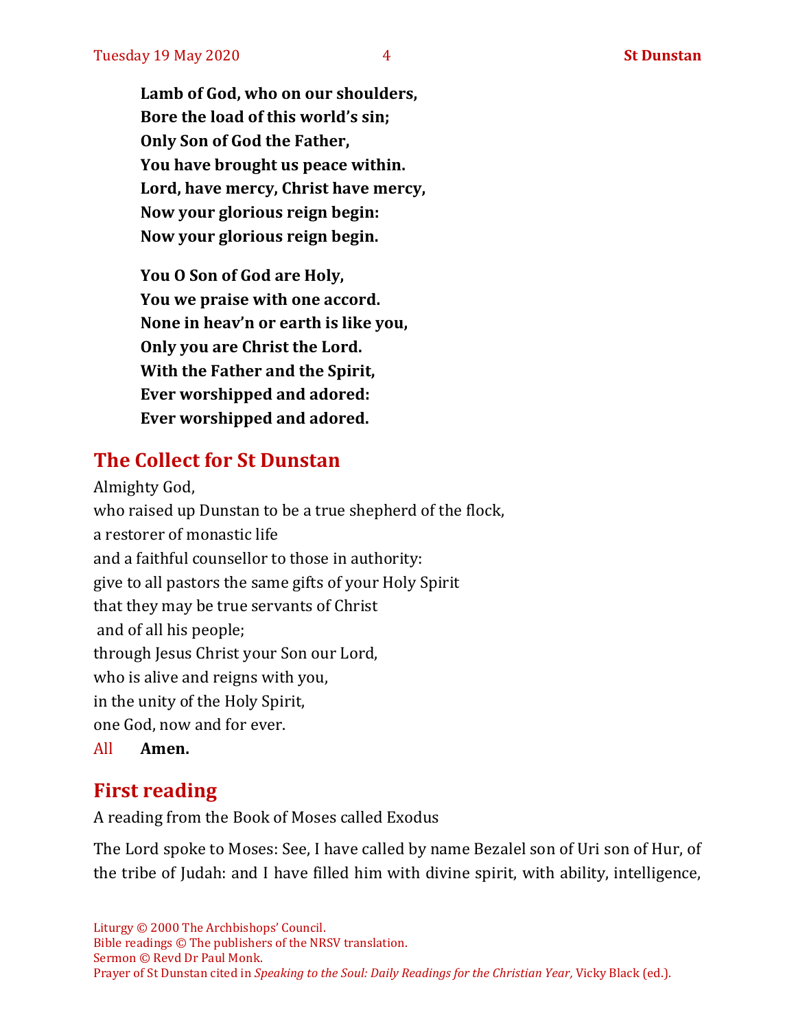**Lamb of God, who on our shoulders,**
**Bore the load of this world's sin;**
**Only Son of God the Father,**
**You have brought us peace within.**
**Lord, have mercy, Christ have mercy,**
**Now your glorious reign begin:**
**Now your glorious reign begin.**

**You O Son of God are Holy,**
**You we praise with one accord.**
**None in heav'n or earth is like you,**
**Only you are Christ the Lord.**
**With the Father and the Spirit,**
**Ever worshipped and adored:**
**Ever worshipped and adored.**

## The Collect for St Dunstan

Almighty God,
who raised up Dunstan to be a true shepherd of the flock,
a restorer of monastic life
and a faithful counsellor to those in authority:
give to all pastors the same gifts of your Holy Spirit
that they may be true servants of Christ
and of all his people;
through Jesus Christ your Son our Lord,
who is alive and reigns with you,
in the unity of the Holy Spirit,
one God, now and for ever.

All **Amen.**

## First reading

A reading from the Book of Moses called Exodus

The Lord spoke to Moses: See, I have called by name Bezalel son of Uri son of Hur, of the tribe of Judah: and I have filled him with divine spirit, with ability, intelligence,

Liturgy © 2000 The Archbishops' Council.
Bible readings © The publishers of the NRSV translation.
Sermon © Revd Dr Paul Monk.
Prayer of St Dunstan cited in *Speaking to the Soul: Daily Readings for the Christian Year,* Vicky Black (ed.).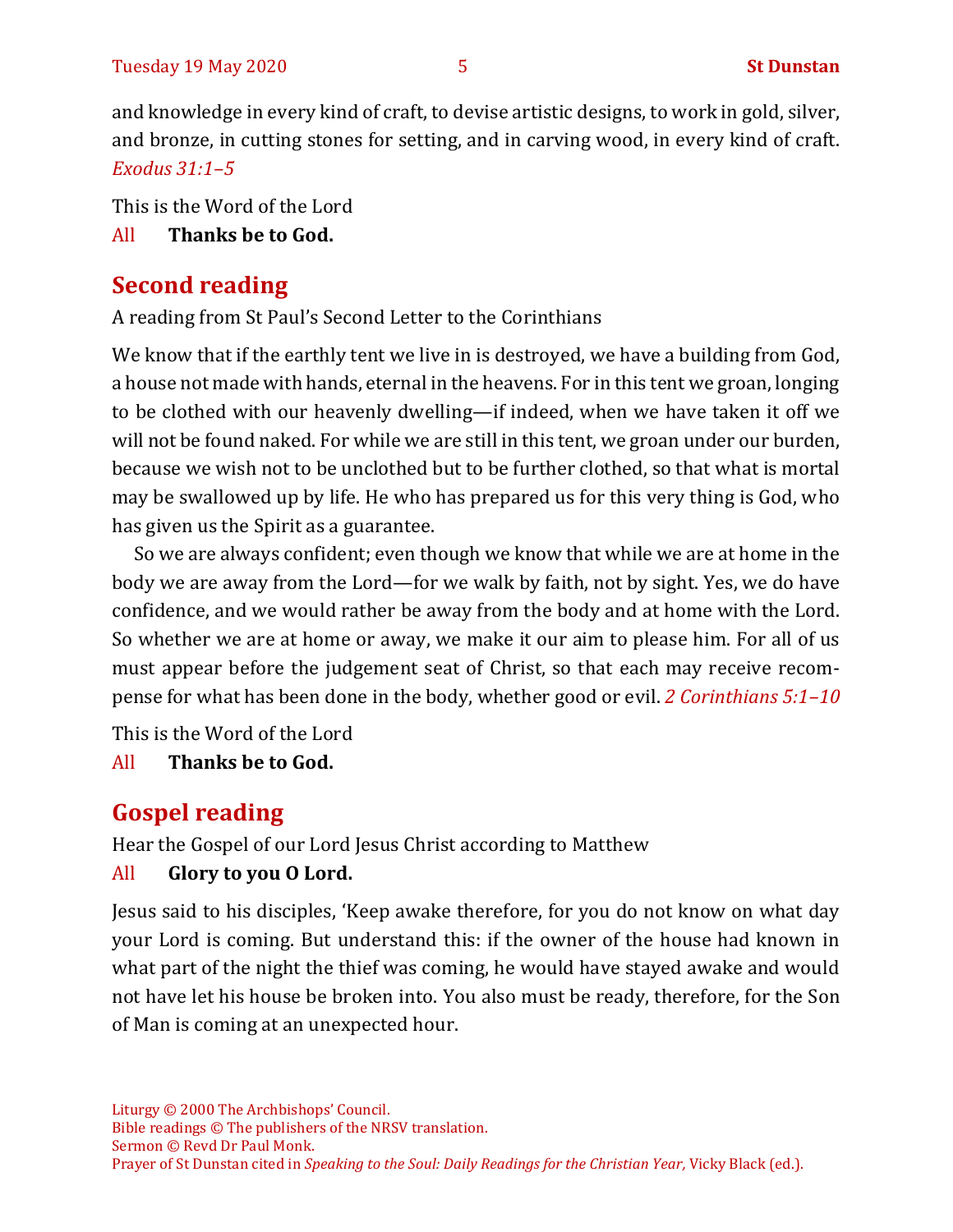and knowledge in every kind of craft, to devise artistic designs, to work in gold, silver, and bronze, in cutting stones for setting, and in carving wood, in every kind of craft. *Exodus 31:1–5*

This is the Word of the Lord

All **Thanks be to God.**

## Second reading

A reading from St Paul's Second Letter to the Corinthians

We know that if the earthly tent we live in is destroyed, we have a building from God, a house not made with hands, eternal in the heavens. For in this tent we groan, longing to be clothed with our heavenly dwelling—if indeed, when we have taken it off we will not be found naked. For while we are still in this tent, we groan under our burden, because we wish not to be unclothed but to be further clothed, so that what is mortal may be swallowed up by life. He who has prepared us for this very thing is God, who has given us the Spirit as a guarantee.

So we are always confident; even though we know that while we are at home in the body we are away from the Lord—for we walk by faith, not by sight. Yes, we do have confidence, and we would rather be away from the body and at home with the Lord. So whether we are at home or away, we make it our aim to please him. For all of us must appear before the judgement seat of Christ, so that each may receive recompense for what has been done in the body, whether good or evil. *2 Corinthians 5:1–10*

This is the Word of the Lord

All **Thanks be to God.**

## Gospel reading

Hear the Gospel of our Lord Jesus Christ according to Matthew

All **Glory to you O Lord.**

Jesus said to his disciples, 'Keep awake therefore, for you do not know on what day your Lord is coming. But understand this: if the owner of the house had known in what part of the night the thief was coming, he would have stayed awake and would not have let his house be broken into. You also must be ready, therefore, for the Son of Man is coming at an unexpected hour.

Liturgy © 2000 The Archbishops' Council.
Bible readings © The publishers of the NRSV translation.
Sermon © Revd Dr Paul Monk.
Prayer of St Dunstan cited in *Speaking to the Soul: Daily Readings for the Christian Year,* Vicky Black (ed.).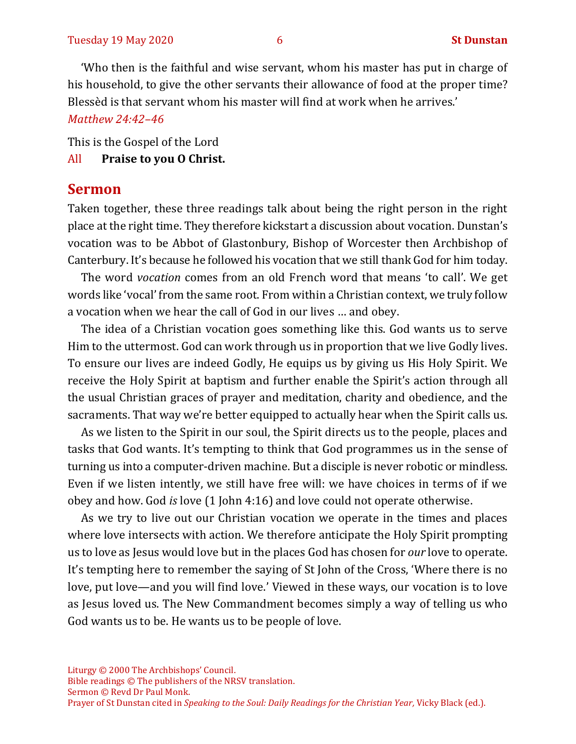'Who then is the faithful and wise servant, whom his master has put in charge of his household, to give the other servants their allowance of food at the proper time? Blessèd is that servant whom his master will find at work when he arrives.'

*Matthew 24:42–46*

This is the Gospel of the Lord

All **Praise to you O Christ.**

## Sermon

Taken together, these three readings talk about being the right person in the right place at the right time. They therefore kickstart a discussion about vocation. Dunstan's vocation was to be Abbot of Glastonbury, Bishop of Worcester then Archbishop of Canterbury. It's because he followed his vocation that we still thank God for him today.

The word *vocation* comes from an old French word that means 'to call'. We get words like 'vocal' from the same root. From within a Christian context, we truly follow a vocation when we hear the call of God in our lives … and obey.

The idea of a Christian vocation goes something like this. God wants us to serve Him to the uttermost. God can work through us in proportion that we live Godly lives. To ensure our lives are indeed Godly, He equips us by giving us His Holy Spirit. We receive the Holy Spirit at baptism and further enable the Spirit's action through all the usual Christian graces of prayer and meditation, charity and obedience, and the sacraments. That way we're better equipped to actually hear when the Spirit calls us.

As we listen to the Spirit in our soul, the Spirit directs us to the people, places and tasks that God wants. It's tempting to think that God programmes us in the sense of turning us into a computer-driven machine. But a disciple is never robotic or mindless. Even if we listen intently, we still have free will: we have choices in terms of if we obey and how. God *is* love (1 John 4:16) and love could not operate otherwise.

As we try to live out our Christian vocation we operate in the times and places where love intersects with action. We therefore anticipate the Holy Spirit prompting us to love as Jesus would love but in the places God has chosen for *our* love to operate. It's tempting here to remember the saying of St John of the Cross, 'Where there is no love, put love—and you will find love.' Viewed in these ways, our vocation is to love as Jesus loved us. The New Commandment becomes simply a way of telling us who God wants us to be. He wants us to be people of love.

Liturgy © 2000 The Archbishops' Council.
Bible readings © The publishers of the NRSV translation.
Sermon © Revd Dr Paul Monk.
Prayer of St Dunstan cited in *Speaking to the Soul: Daily Readings for the Christian Year,* Vicky Black (ed.).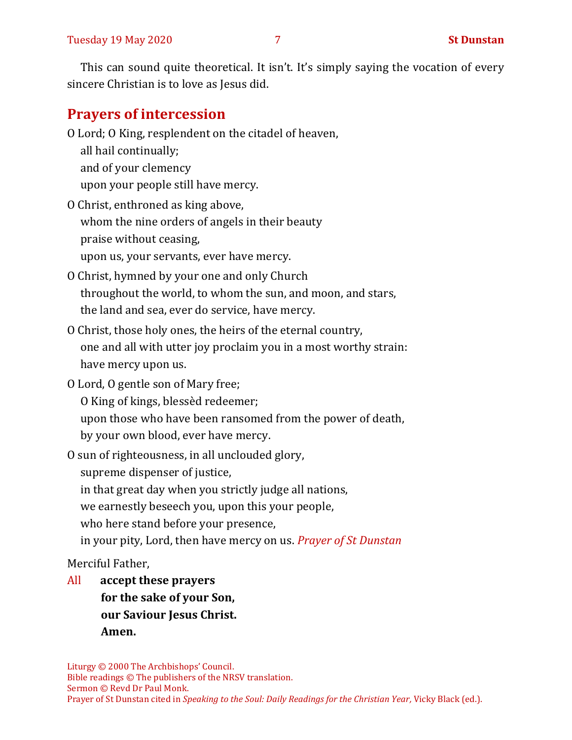This can sound quite theoretical. It isn't. It's simply saying the vocation of every sincere Christian is to love as Jesus did.

## Prayers of intercession

O Lord; O King, resplendent on the citadel of heaven,
all hail continually;
and of your clemency
upon your people still have mercy.

O Christ, enthroned as king above,
whom the nine orders of angels in their beauty
praise without ceasing,
upon us, your servants, ever have mercy.

O Christ, hymned by your one and only Church
throughout the world, to whom the sun, and moon, and stars,
the land and sea, ever do service, have mercy.

O Christ, those holy ones, the heirs of the eternal country,
one and all with utter joy proclaim you in a most worthy strain:
have mercy upon us.

O Lord, O gentle son of Mary free;
O King of kings, blessèd redeemer;
upon those who have been ransomed from the power of death,
by your own blood, ever have mercy.

O sun of righteousness, in all unclouded glory,
supreme dispenser of justice,
in that great day when you strictly judge all nations,
we earnestly beseech you, upon this your people,
who here stand before your presence,
in your pity, Lord, then have mercy on us. *Prayer of St Dunstan*

Merciful Father,

All **accept these prayers**
**for the sake of your Son,**
**our Saviour Jesus Christ.**
**Amen.**

Liturgy © 2000 The Archbishops' Council.
Bible readings © The publishers of the NRSV translation.
Sermon © Revd Dr Paul Monk.
Prayer of St Dunstan cited in *Speaking to the Soul: Daily Readings for the Christian Year,* Vicky Black (ed.).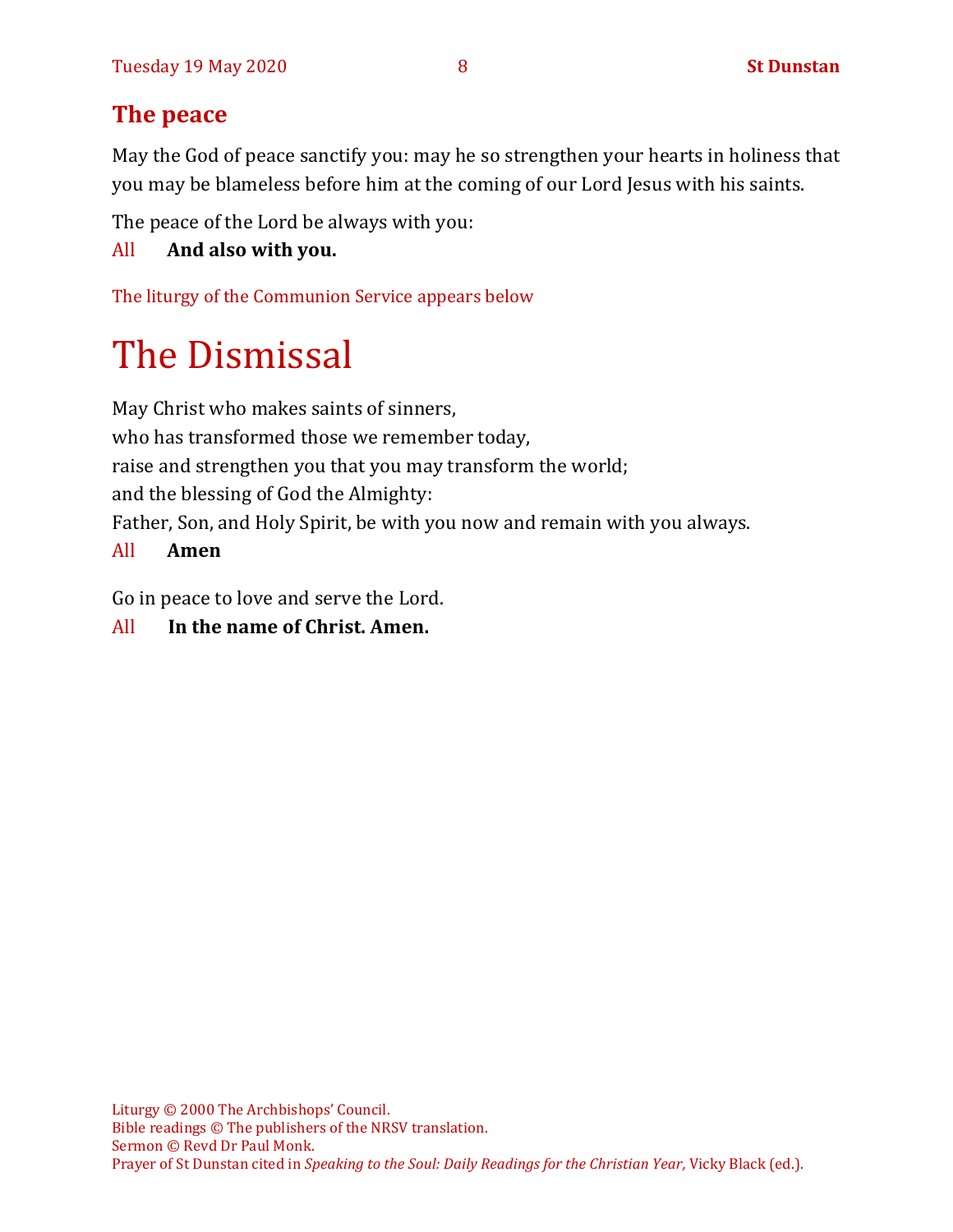## The peace

May the God of peace sanctify you: may he so strengthen your hearts in holiness that you may be blameless before him at the coming of our Lord Jesus with his saints.

The peace of the Lord be always with you:

All **And also with you.**

The liturgy of the Communion Service appears below

# The Dismissal

May Christ who makes saints of sinners,  
who has transformed those we remember today,  
raise and strengthen you that you may transform the world;  
and the blessing of God the Almighty:  
Father, Son, and Holy Spirit, be with you now and remain with you always.

All **Amen**

Go in peace to love and serve the Lord.

All **In the name of Christ. Amen.**

Liturgy © 2000 The Archbishops' Council.  
Bible readings © The publishers of the NRSV translation.  
Sermon © Revd Dr Paul Monk.  
Prayer of St Dunstan cited in *Speaking to the Soul: Daily Readings for the Christian Year,* Vicky Black (ed.).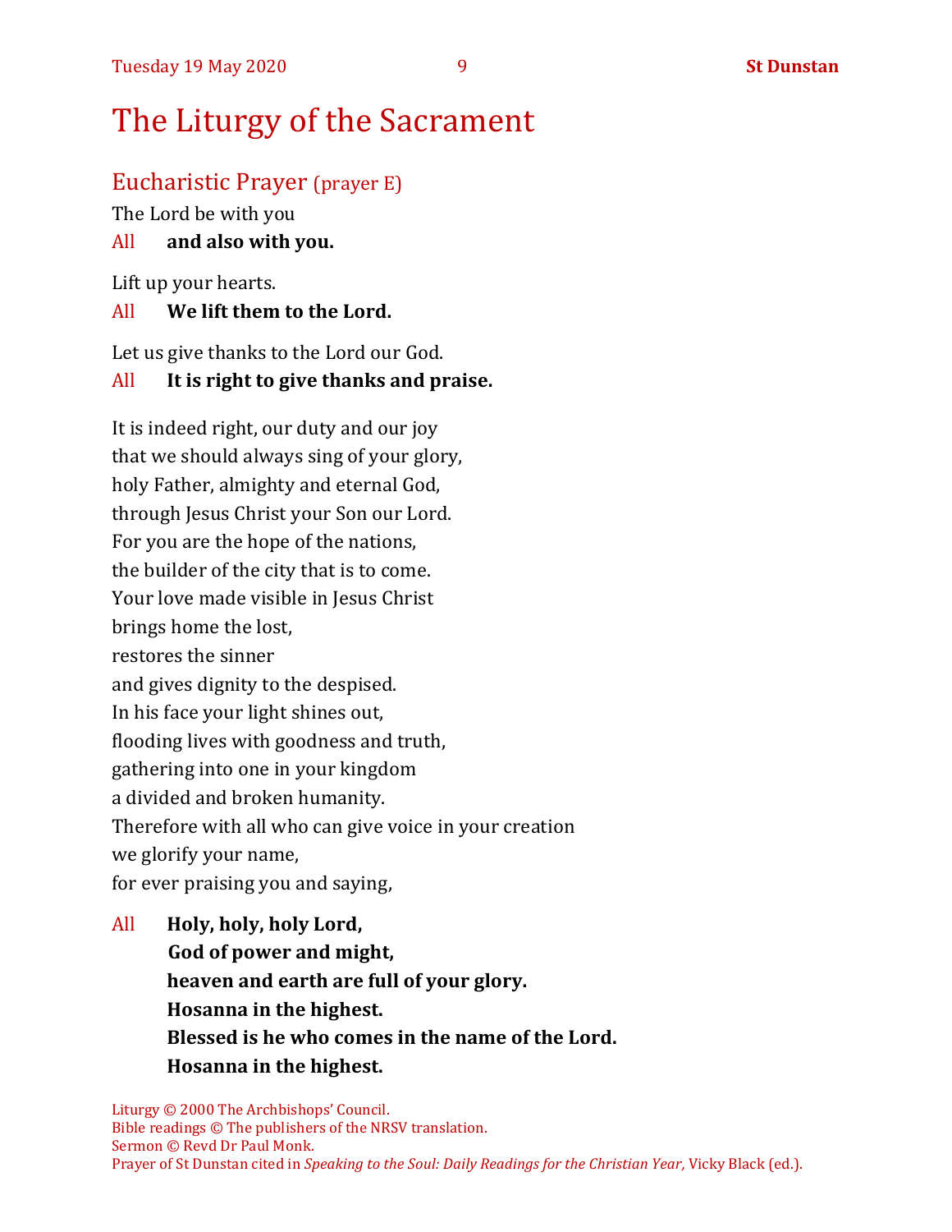# The Liturgy of the Sacrament

## Eucharistic Prayer (prayer E)

The Lord be with you

All **and also with you.**

Lift up your hearts.

All **We lift them to the Lord.**

Let us give thanks to the Lord our God.

All **It is right to give thanks and praise.**

It is indeed right, our duty and our joy
that we should always sing of your glory,
holy Father, almighty and eternal God,
through Jesus Christ your Son our Lord.
For you are the hope of the nations,
the builder of the city that is to come.
Your love made visible in Jesus Christ
brings home the lost,
restores the sinner
and gives dignity to the despised.
In his face your light shines out,
flooding lives with goodness and truth,
gathering into one in your kingdom
a divided and broken humanity.
Therefore with all who can give voice in your creation
we glorify your name,
for ever praising you and saying,

All **Holy, holy, holy Lord,**
**God of power and might,**
**heaven and earth are full of your glory.**
**Hosanna in the highest.**
**Blessed is he who comes in the name of the Lord.**
**Hosanna in the highest.**

Liturgy © 2000 The Archbishops' Council.
Bible readings © The publishers of the NRSV translation.
Sermon © Revd Dr Paul Monk.
Prayer of St Dunstan cited in *Speaking to the Soul: Daily Readings for the Christian Year,* Vicky Black (ed.).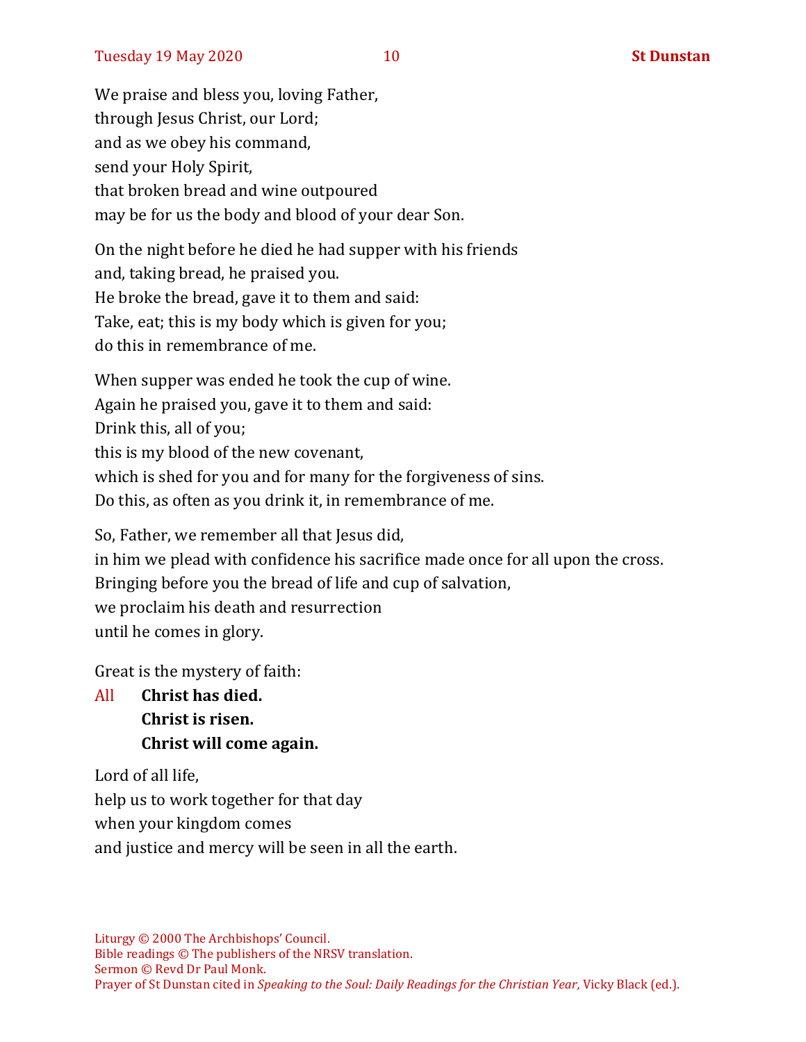We praise and bless you, loving Father,
through Jesus Christ, our Lord;
and as we obey his command,
send your Holy Spirit,
that broken bread and wine outpoured
may be for us the body and blood of your dear Son.

On the night before he died he had supper with his friends
and, taking bread, he praised you.
He broke the bread, gave it to them and said:
Take, eat; this is my body which is given for you;
do this in remembrance of me.

When supper was ended he took the cup of wine.
Again he praised you, gave it to them and said:
Drink this, all of you;
this is my blood of the new covenant,
which is shed for you and for many for the forgiveness of sins.
Do this, as often as you drink it, in remembrance of me.

So, Father, we remember all that Jesus did,
in him we plead with confidence his sacrifice made once for all upon the cross.
Bringing before you the bread of life and cup of salvation,
we proclaim his death and resurrection
until he comes in glory.

Great is the mystery of faith:

All **Christ has died.**
**Christ is risen.**
**Christ will come again.**

Lord of all life,
help us to work together for that day
when your kingdom comes
and justice and mercy will be seen in all the earth.

Liturgy © 2000 The Archbishops' Council.
Bible readings © The publishers of the NRSV translation.
Sermon © Revd Dr Paul Monk.
Prayer of St Dunstan cited in *Speaking to the Soul: Daily Readings for the Christian Year,* Vicky Black (ed.).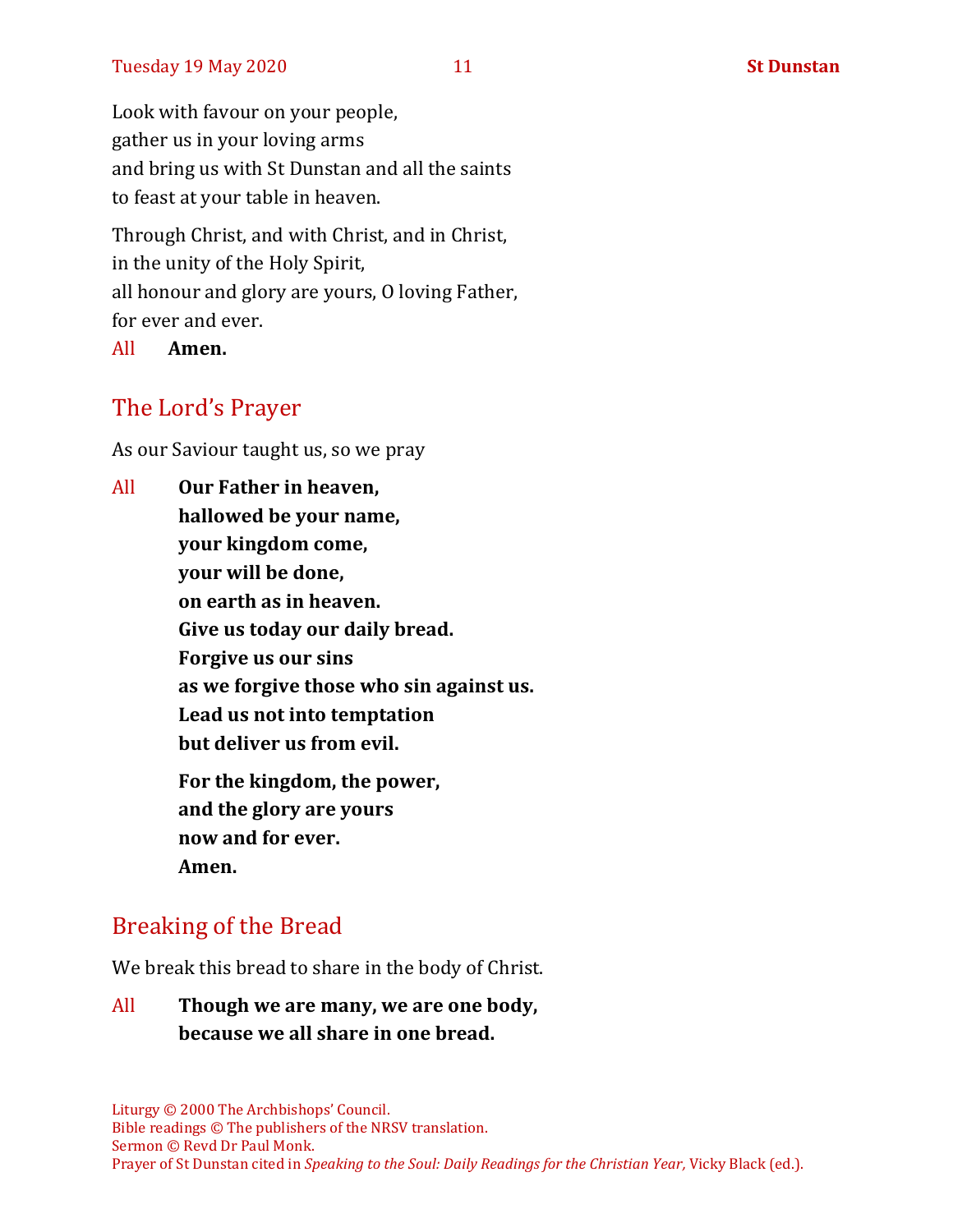Look with favour on your people,
gather us in your loving arms
and bring us with St Dunstan and all the saints
to feast at your table in heaven.

Through Christ, and with Christ, and in Christ,
in the unity of the Holy Spirit,
all honour and glory are yours, O loving Father,
for ever and ever.

All **Amen.**

## The Lord's Prayer

As our Saviour taught us, so we pray

All **Our Father in heaven,**
**hallowed be your name,**
**your kingdom come,**
**your will be done,**
**on earth as in heaven.**
**Give us today our daily bread.**
**Forgive us our sins**
**as we forgive those who sin against us.**
**Lead us not into temptation**
**but deliver us from evil.**

**For the kingdom, the power,**
**and the glory are yours**
**now and for ever.**
**Amen.**

## Breaking of the Bread

We break this bread to share in the body of Christ.

All **Though we are many, we are one body,**
**because we all share in one bread.**

Liturgy © 2000 The Archbishops' Council.
Bible readings © The publishers of the NRSV translation.
Sermon © Revd Dr Paul Monk.
Prayer of St Dunstan cited in *Speaking to the Soul: Daily Readings for the Christian Year,* Vicky Black (ed.).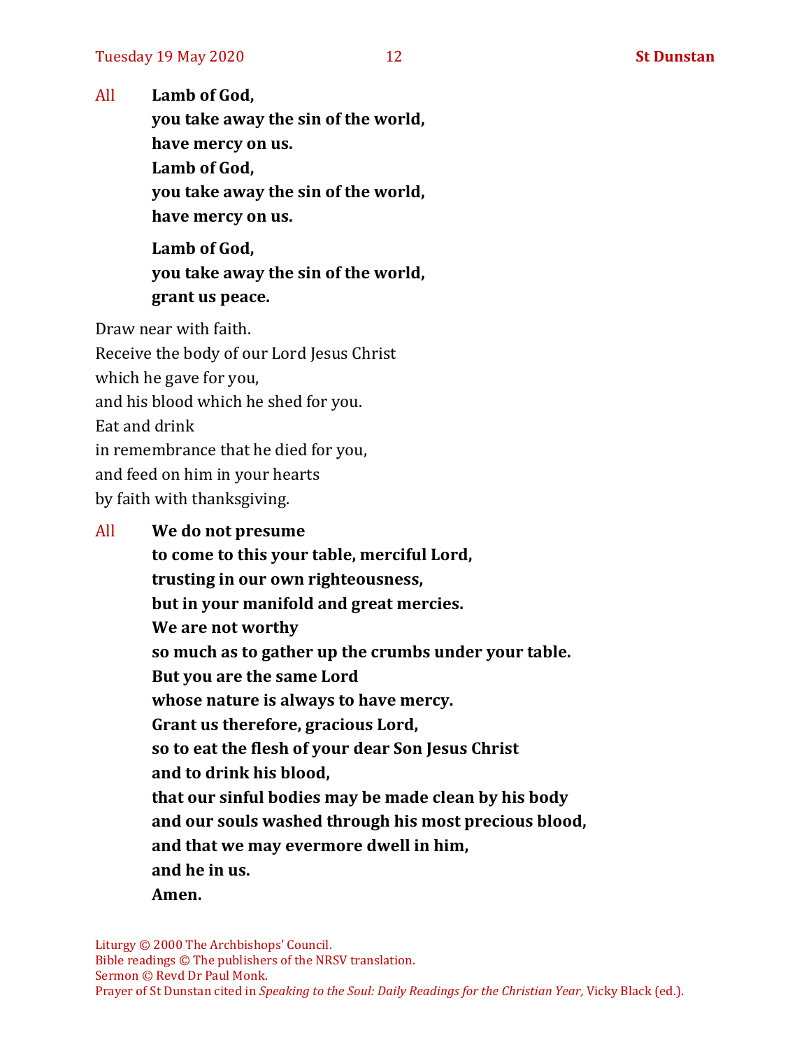All **Lamb of God,**
**you take away the sin of the world,**
**have mercy on us.**
**Lamb of God,**
**you take away the sin of the world,**
**have mercy on us.**

**Lamb of God,**
**you take away the sin of the world,**
**grant us peace.**

Draw near with faith.
Receive the body of our Lord Jesus Christ
which he gave for you,
and his blood which he shed for you.
Eat and drink
in remembrance that he died for you,
and feed on him in your hearts
by faith with thanksgiving.

All **We do not presume**
**to come to this your table, merciful Lord,**
**trusting in our own righteousness,**
**but in your manifold and great mercies.**
**We are not worthy**
**so much as to gather up the crumbs under your table.**
**But you are the same Lord**
**whose nature is always to have mercy.**
**Grant us therefore, gracious Lord,**
**so to eat the flesh of your dear Son Jesus Christ**
**and to drink his blood,**
**that our sinful bodies may be made clean by his body**
**and our souls washed through his most precious blood,**
**and that we may evermore dwell in him,**
**and he in us.**
**Amen.**

Liturgy © 2000 The Archbishops' Council.
Bible readings © The publishers of the NRSV translation.
Sermon © Revd Dr Paul Monk.
Prayer of St Dunstan cited in *Speaking to the Soul: Daily Readings for the Christian Year,* Vicky Black (ed.).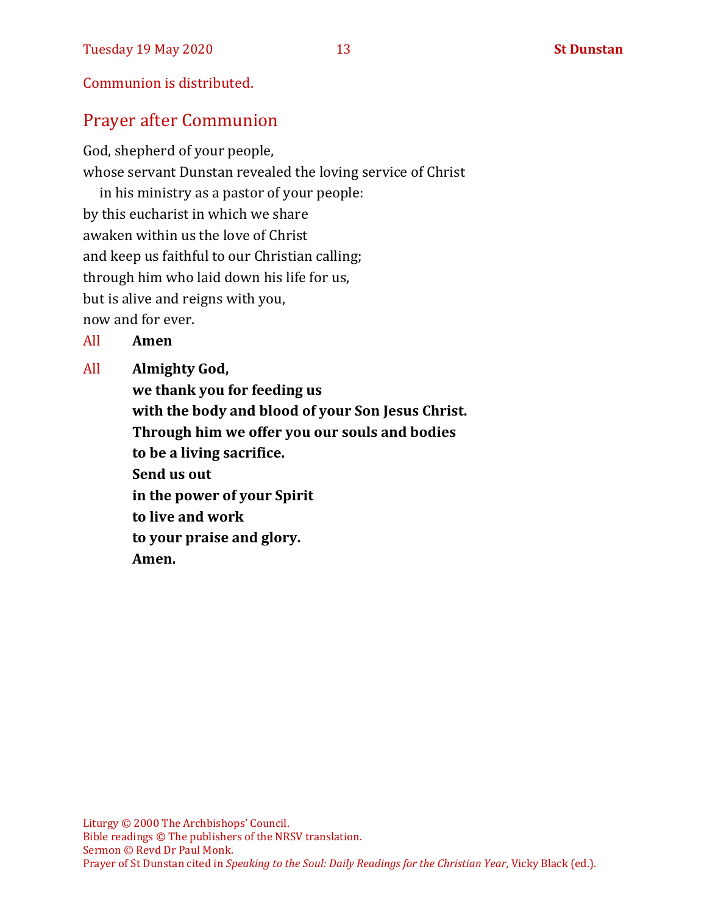Communion is distributed.

## Prayer after Communion

God, shepherd of your people,
whose servant Dunstan revealed the loving service of Christ
in his ministry as a pastor of your people:
by this eucharist in which we share
awaken within us the love of Christ
and keep us faithful to our Christian calling;
through him who laid down his life for us,
but is alive and reigns with you,
now and for ever.

All **Amen**

All **Almighty God,**
**we thank you for feeding us**
**with the body and blood of your Son Jesus Christ.**
**Through him we offer you our souls and bodies**
**to be a living sacrifice.**
**Send us out**
**in the power of your Spirit**
**to live and work**
**to your praise and glory.**
**Amen.**

Liturgy © 2000 The Archbishops' Council.
Bible readings © The publishers of the NRSV translation.
Sermon © Revd Dr Paul Monk.
Prayer of St Dunstan cited in *Speaking to the Soul: Daily Readings for the Christian Year,* Vicky Black (ed.).